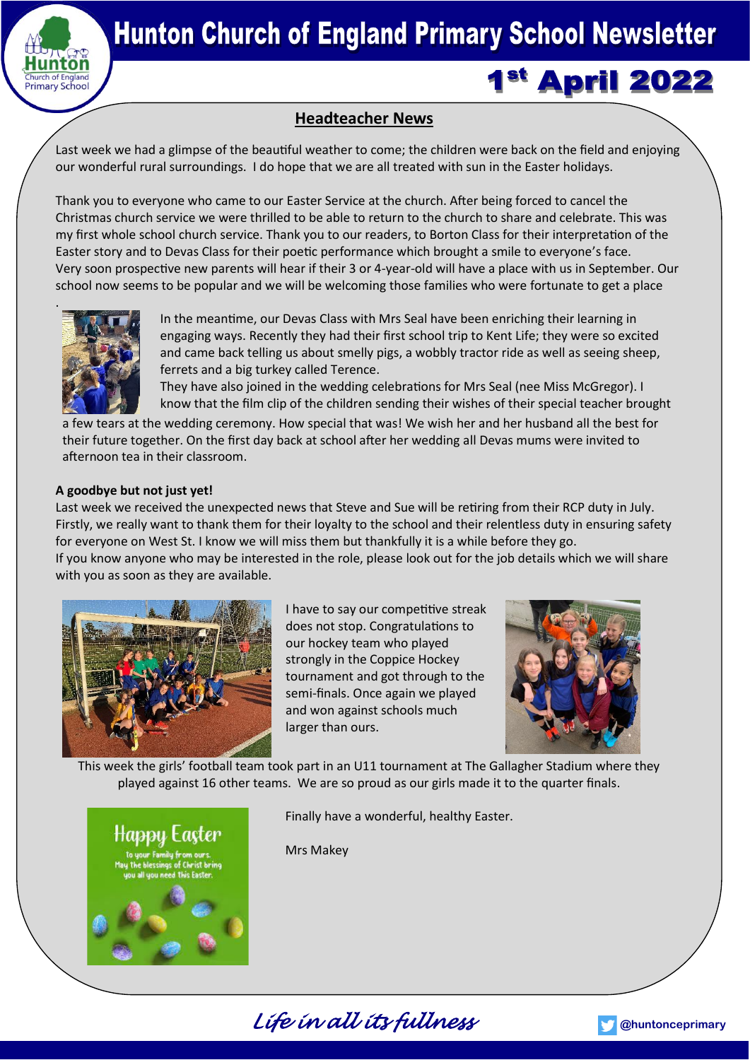# Hunton Church of England Primary School Newsletter

## 1st April 2022

### Headteacher News

Last week we had a glimpse of the beautiful weather to come; the children were back on the field and enjoying our wonderful rural surroundings. I do hope that we are all treated with sun in the Easter holidays.

Thank you to everyone who came to our Easter Service at the church. After being forced to cancel the Christmas church service we were thrilled to be able to return to the church to share and celebrate. This was my first whole school church service. Thank you to our readers, to Borton Class for their interpretation of the Easter story and to Devas Class for their poetic performance which brought a smile to everyone's face.
Very soon prospective new parents will hear if their 3 or 4-year-old will have a place with us in September. Our school now seems to be popular and we will be welcoming those families who were fortunate to get a place.

In the meantime, our Devas Class with Mrs Seal have been enriching their learning in engaging ways. Recently they had their first school trip to Kent Life; they were so excited and came back telling us about smelly pigs, a wobbly tractor ride as well as seeing sheep, ferrets and a big turkey called Terence.
They have also joined in the wedding celebrations for Mrs Seal (nee Miss McGregor). I know that the film clip of the children sending their wishes of their special teacher brought a few tears at the wedding ceremony. How special that was! We wish her and her husband all the best for their future together. On the first day back at school after her wedding all Devas mums were invited to afternoon tea in their classroom.

**A goodbye but not just yet!**

Last week we received the unexpected news that Steve and Sue will be retiring from their RCP duty in July. Firstly, we really want to thank them for their loyalty to the school and their relentless duty in ensuring safety for everyone on West St. I know we will miss them but thankfully it is a while before they go.
If you know anyone who may be interested in the role, please look out for the job details which we will share with you as soon as they are available.

I have to say our competitive streak does not stop. Congratulations to our hockey team who played strongly in the Coppice Hockey tournament and got through to the semi-finals. Once again we played and won against schools much larger than ours.

This week the girls' football team took part in an U11 tournament at The Gallagher Stadium where they played against 16 other teams. We are so proud as our girls made it to the quarter finals.

Finally have a wonderful, healthy Easter.

Mrs Makey

*Life in all its fullness*

@huntonceprimary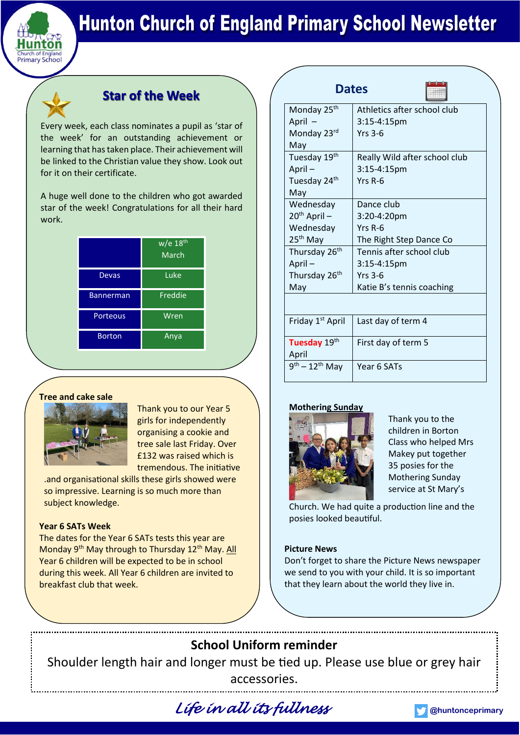# Hunton Church of England Primary School Newsletter

## Star of the Week

Every week, each class nominates a pupil as 'star of the week' for an outstanding achievement or learning that has taken place. Their achievement will be linked to the Christian value they show. Look out for it on their certificate.

A huge well done to the children who got awarded star of the week! Congratulations for all their hard work.

| | w/e 18th March |
|---|---|
| Devas | Luke |
| Bannerman | Freddie |
| Porteous | Wren |
| Borton | Anya |

## Dates

| | |
|---|---|
| Monday 25th April – Monday 23rd May | Athletics after school club 3:15-4:15pm Yrs 3-6 |
| Tuesday 19th April – Tuesday 24th May | Really Wild after school club 3:15-4:15pm Yrs R-6 |
| Wednesday 20th April – Wednesday 25th May | Dance club 3:20-4:20pm Yrs R-6 The Right Step Dance Co |
| Thursday 26th April – Thursday 26th May | Tennis after school club 3:15-4:15pm Yrs 3-6 Katie B's tennis coaching |
| | |
| Friday 1st April | Last day of term 4 |
| Tuesday 19th April | First day of term 5 |
| 9th – 12th May | Year 6 SATs |

### Tree and cake sale

Thank you to our Year 5 girls for independently organising a cookie and tree sale last Friday. Over £132 was raised which is tremendous. The initiative and organisational skills these girls showed were so impressive. Learning is so much more than subject knowledge.

### Year 6 SATs Week

The dates for the Year 6 SATs tests this year are Monday 9th May through to Thursday 12th May. All Year 6 children will be expected to be in school during this week. All Year 6 children are invited to breakfast club that week.

### Mothering Sunday

Thank you to the children in Borton Class who helped Mrs Makey put together 35 posies for the Mothering Sunday service at St Mary's Church. We had quite a production line and the posies looked beautiful.

### Picture News

Don't forget to share the Picture News newspaper we send to you with your child. It is so important that they learn about the world they live in.

**School Uniform reminder**

Shoulder length hair and longer must be tied up. Please use blue or grey hair accessories.

*Life in all its fullness*

@huntonceprimary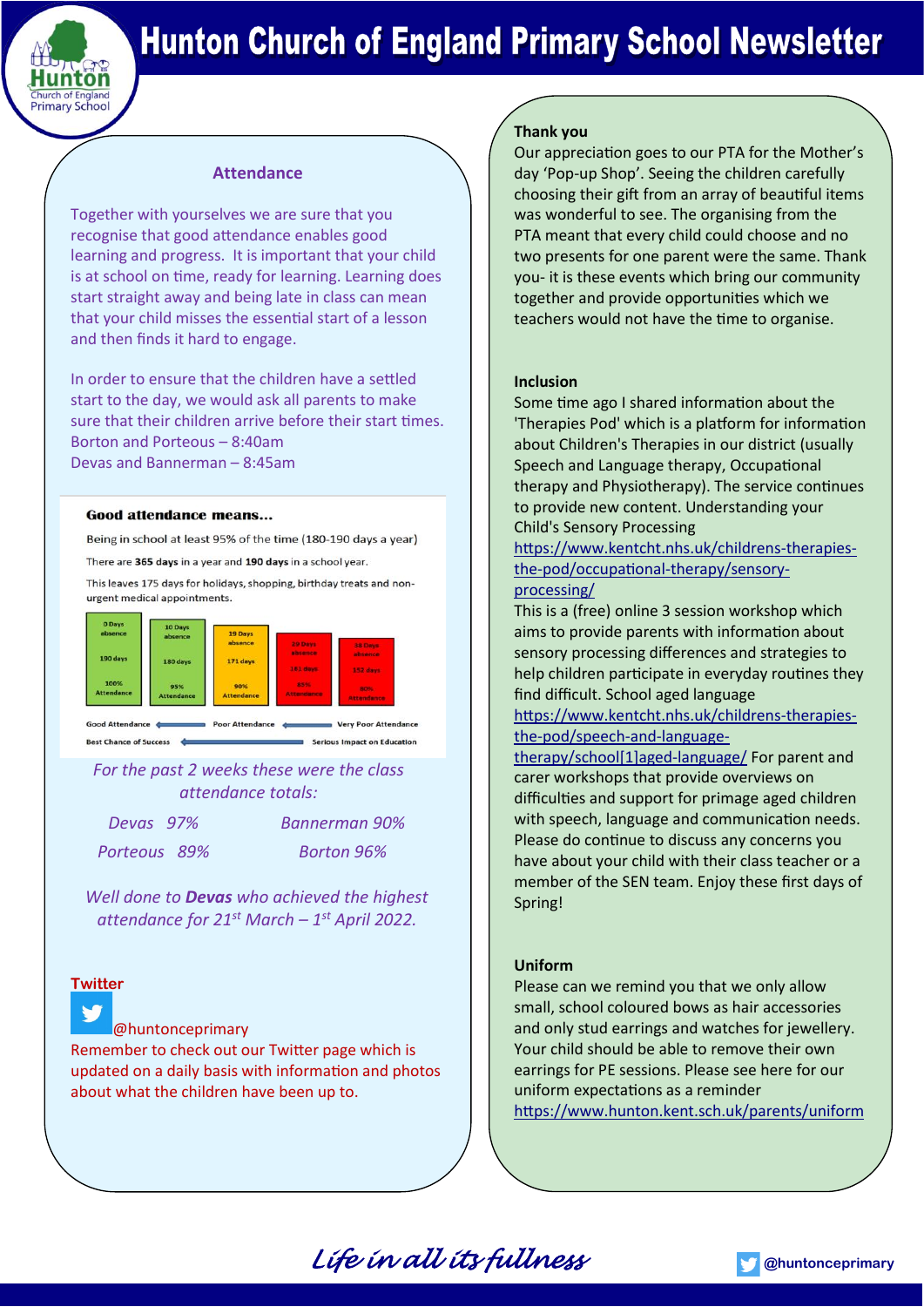# Hunton Church of England Primary School Newsletter

## Attendance

Together with yourselves we are sure that you recognise that good attendance enables good learning and progress. It is important that your child is at school on time, ready for learning. Learning does start straight away and being late in class can mean that your child misses the essential start of a lesson and then finds it hard to engage.

In order to ensure that the children have a settled start to the day, we would ask all parents to make sure that their children arrive before their start times.
Borton and Porteous – 8:40am
Devas and Bannerman – 8:45am

**Good attendance means...**

Being in school at least 95% of the time (180-190 days a year)

There are **365 days** in a year and **190 days** in a school year.

This leaves 175 days for holidays, shopping, birthday treats and non-urgent medical appointments.

| 0 Days absence | 10 Days absence | 19 Days absence | 29 Days absence | 38 Days absence |
|---|---|---|---|---|
| 190 days | 180 days | 171 days | 161 days | 152 days |
| 100% Attendance | 95% Attendance | 90% Attendance | 85% Attendance | 80% Attendance |

Good Attendance ← Poor Attendance ← Very Poor Attendance

Best Chance of Success ← Serious Impact on Education

*For the past 2 weeks these were the class attendance totals:*

| | |
|---|---|
| *Devas 97%* | *Bannerman 90%* |
| *Porteous 89%* | *Borton 96%* |

*Well done to **Devas** who achieved the highest attendance for 21st March – 1st April 2022.*

## Twitter

@huntonceprimary
Remember to check out our Twitter page which is updated on a daily basis with information and photos about what the children have been up to.

## Thank you

Our appreciation goes to our PTA for the Mother's day 'Pop-up Shop'. Seeing the children carefully choosing their gift from an array of beautiful items was wonderful to see. The organising from the PTA meant that every child could choose and no two presents for one parent were the same. Thank you- it is these events which bring our community together and provide opportunities which we teachers would not have the time to organise.

## Inclusion

Some time ago I shared information about the 'Therapies Pod' which is a platform for information about Children's Therapies in our district (usually Speech and Language therapy, Occupational therapy and Physiotherapy). The service continues to provide new content. Understanding your Child's Sensory Processing https://www.kentcht.nhs.uk/childrens-therapies-the-pod/occupational-therapy/sensory-processing/
This is a (free) online 3 session workshop which aims to provide parents with information about sensory processing differences and strategies to help children participate in everyday routines they find difficult. School aged language https://www.kentcht.nhs.uk/childrens-therapies-the-pod/speech-and-language-therapy/school[1]aged-language/ For parent and carer workshops that provide overviews on difficulties and support for primage aged children with speech, language and communication needs. Please do continue to discuss any concerns you have about your child with their class teacher or a member of the SEN team. Enjoy these first days of Spring!

## Uniform

Please can we remind you that we only allow small, school coloured bows as hair accessories and only stud earrings and watches for jewellery. Your child should be able to remove their own earrings for PE sessions. Please see here for our uniform expectations as a reminder https://www.hunton.kent.sch.uk/parents/uniform

*Life in all its fullness*

@huntonceprimary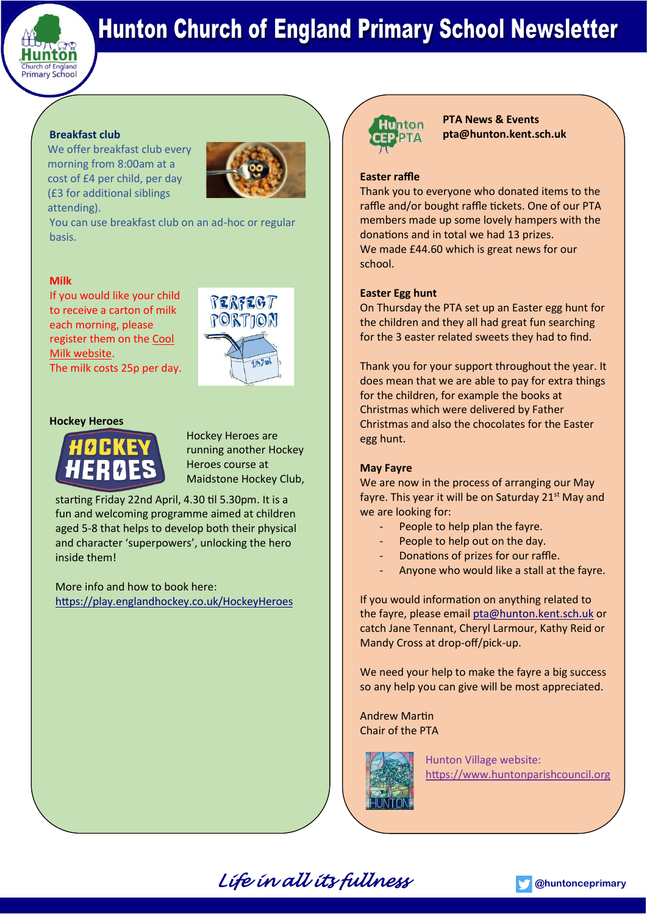# Hunton Church of England Primary School Newsletter

## Breakfast club

We offer breakfast club every morning from 8:00am at a cost of £4 per child, per day (£3 for additional siblings attending).

You can use breakfast club on an ad-hoc or regular basis.

## Milk

If you would like your child to receive a carton of milk each morning, please register them on the Cool Milk website.

The milk costs 25p per day.

## Hockey Heroes

Hockey Heroes are running another Hockey Heroes course at Maidstone Hockey Club, starting Friday 22nd April, 4.30 til 5.30pm. It is a fun and welcoming programme aimed at children aged 5-8 that helps to develop both their physical and character 'superpowers', unlocking the hero inside them!

More info and how to book here:
https://play.englandhockey.co.uk/HockeyHeroes

## PTA News & Events

**pta@hunton.kent.sch.uk**

### Easter raffle

Thank you to everyone who donated items to the raffle and/or bought raffle tickets. One of our PTA members made up some lovely hampers with the donations and in total we had 13 prizes.

We made £44.60 which is great news for our school.

### Easter Egg hunt

On Thursday the PTA set up an Easter egg hunt for the children and they all had great fun searching for the 3 easter related sweets they had to find.

Thank you for your support throughout the year. It does mean that we are able to pay for extra things for the children, for example the books at Christmas which were delivered by Father Christmas and also the chocolates for the Easter egg hunt.

### May Fayre

We are now in the process of arranging our May fayre. This year it will be on Saturday 21st May and we are looking for:

- People to help plan the fayre.
- People to help out on the day.
- Donations of prizes for our raffle.
- Anyone who would like a stall at the fayre.

If you would information on anything related to the fayre, please email pta@hunton.kent.sch.uk or catch Jane Tennant, Cheryl Larmour, Kathy Reid or Mandy Cross at drop-off/pick-up.

We need your help to make the fayre a big success so any help you can give will be most appreciated.

Andrew Martin
Chair of the PTA

Hunton Village website:
https://www.huntonparishcouncil.org

*Life in all its fullness*

@huntonceprimary